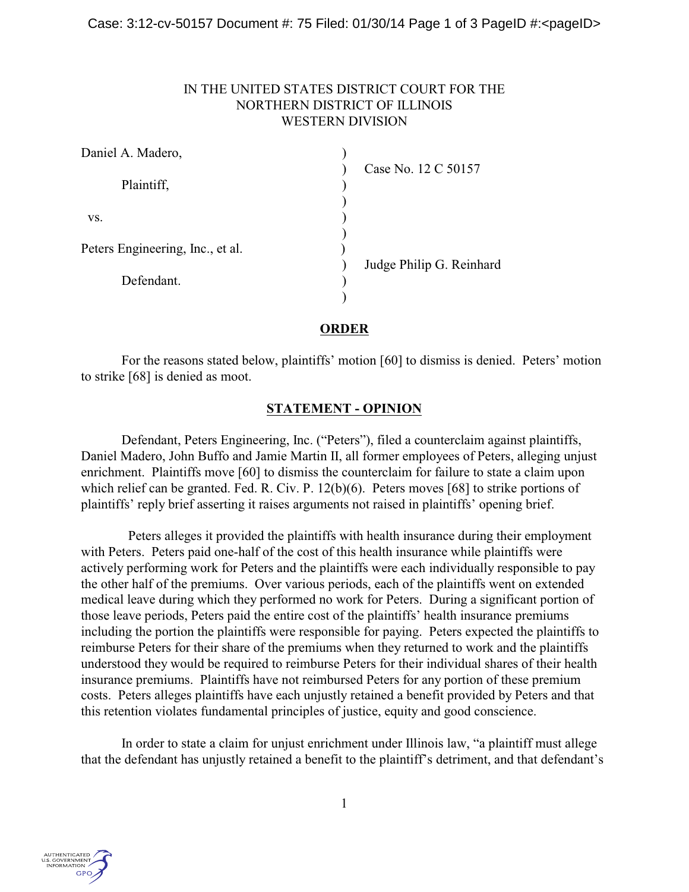IN THE UNITED STATES DISTRICT COURT FOR THE
NORTHERN DISTRICT OF ILLINOIS
WESTERN DIVISION

| | | |
|---|---|---|
| Daniel A. Madero, | ) | |
| | ) | Case No. 12 C 50157 |
| Plaintiff, | ) | |
| | ) | |
| vs. | ) | |
| | ) | |
| Peters Engineering, Inc., et al. | ) | |
| | ) | Judge Philip G. Reinhard |
| Defendant. | ) | |
| | ) | |

## ORDER

For the reasons stated below, plaintiffs' motion [60] to dismiss is denied. Peters' motion to strike [68] is denied as moot.

## STATEMENT - OPINION

Defendant, Peters Engineering, Inc. ("Peters"), filed a counterclaim against plaintiffs, Daniel Madero, John Buffo and Jamie Martin II, all former employees of Peters, alleging unjust enrichment. Plaintiffs move [60] to dismiss the counterclaim for failure to state a claim upon which relief can be granted. Fed. R. Civ. P. 12(b)(6). Peters moves [68] to strike portions of plaintiffs' reply brief asserting it raises arguments not raised in plaintiffs' opening brief.

Peters alleges it provided the plaintiffs with health insurance during their employment with Peters. Peters paid one-half of the cost of this health insurance while plaintiffs were actively performing work for Peters and the plaintiffs were each individually responsible to pay the other half of the premiums. Over various periods, each of the plaintiffs went on extended medical leave during which they performed no work for Peters. During a significant portion of those leave periods, Peters paid the entire cost of the plaintiffs' health insurance premiums including the portion the plaintiffs were responsible for paying. Peters expected the plaintiffs to reimburse Peters for their share of the premiums when they returned to work and the plaintiffs understood they would be required to reimburse Peters for their individual shares of their health insurance premiums. Plaintiffs have not reimbursed Peters for any portion of these premium costs. Peters alleges plaintiffs have each unjustly retained a benefit provided by Peters and that this retention violates fundamental principles of justice, equity and good conscience.

In order to state a claim for unjust enrichment under Illinois law, "a plaintiff must allege that the defendant has unjustly retained a benefit to the plaintiff's detriment, and that defendant's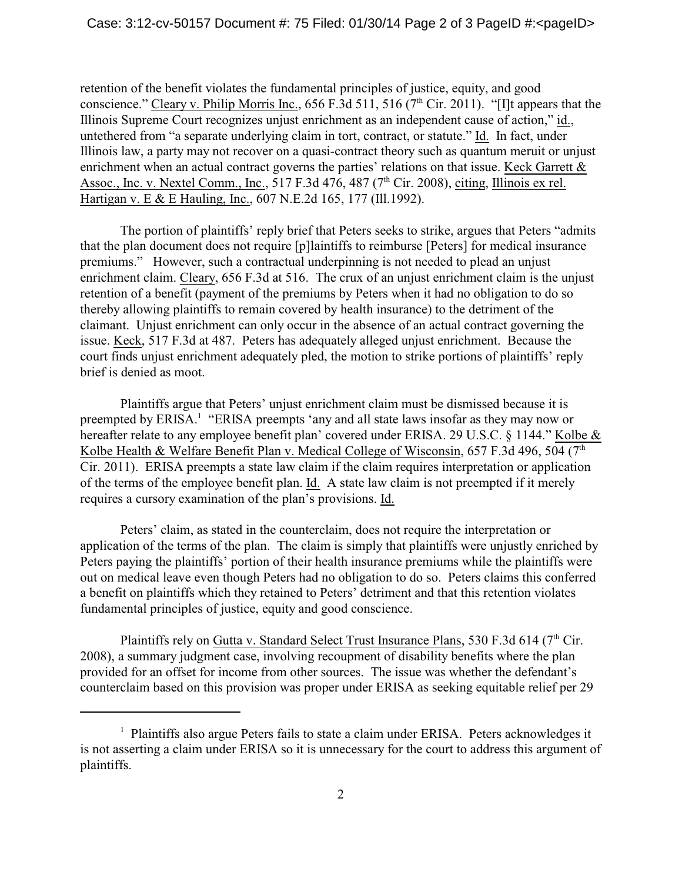retention of the benefit violates the fundamental principles of justice, equity, and good conscience." Cleary v. Philip Morris Inc., 656 F.3d 511, 516 (7th Cir. 2011). "[I]t appears that the Illinois Supreme Court recognizes unjust enrichment as an independent cause of action," id., untethered from "a separate underlying claim in tort, contract, or statute." Id. In fact, under Illinois law, a party may not recover on a quasi-contract theory such as quantum meruit or unjust enrichment when an actual contract governs the parties' relations on that issue. Keck Garrett & Assoc., Inc. v. Nextel Comm., Inc., 517 F.3d 476, 487 (7th Cir. 2008), citing, Illinois ex rel. Hartigan v. E & E Hauling, Inc., 607 N.E.2d 165, 177 (Ill.1992).

The portion of plaintiffs' reply brief that Peters seeks to strike, argues that Peters "admits that the plan document does not require [p]laintiffs to reimburse [Peters] for medical insurance premiums." However, such a contractual underpinning is not needed to plead an unjust enrichment claim. Cleary, 656 F.3d at 516. The crux of an unjust enrichment claim is the unjust retention of a benefit (payment of the premiums by Peters when it had no obligation to do so thereby allowing plaintiffs to remain covered by health insurance) to the detriment of the claimant. Unjust enrichment can only occur in the absence of an actual contract governing the issue. Keck, 517 F.3d at 487. Peters has adequately alleged unjust enrichment. Because the court finds unjust enrichment adequately pled, the motion to strike portions of plaintiffs' reply brief is denied as moot.

Plaintiffs argue that Peters' unjust enrichment claim must be dismissed because it is preempted by ERISA.[1] "ERISA preempts 'any and all state laws insofar as they may now or hereafter relate to any employee benefit plan' covered under ERISA. 29 U.S.C. § 1144." Kolbe & Kolbe Health & Welfare Benefit Plan v. Medical College of Wisconsin, 657 F.3d 496, 504 (7th Cir. 2011). ERISA preempts a state law claim if the claim requires interpretation or application of the terms of the employee benefit plan. Id. A state law claim is not preempted if it merely requires a cursory examination of the plan's provisions. Id.

Peters' claim, as stated in the counterclaim, does not require the interpretation or application of the terms of the plan. The claim is simply that plaintiffs were unjustly enriched by Peters paying the plaintiffs' portion of their health insurance premiums while the plaintiffs were out on medical leave even though Peters had no obligation to do so. Peters claims this conferred a benefit on plaintiffs which they retained to Peters' detriment and that this retention violates fundamental principles of justice, equity and good conscience.

Plaintiffs rely on Gutta v. Standard Select Trust Insurance Plans, 530 F.3d 614 (7th Cir. 2008), a summary judgment case, involving recoupment of disability benefits where the plan provided for an offset for income from other sources. The issue was whether the defendant's counterclaim based on this provision was proper under ERISA as seeking equitable relief per 29

---

[1] Plaintiffs also argue Peters fails to state a claim under ERISA. Peters acknowledges it is not asserting a claim under ERISA so it is unnecessary for the court to address this argument of plaintiffs.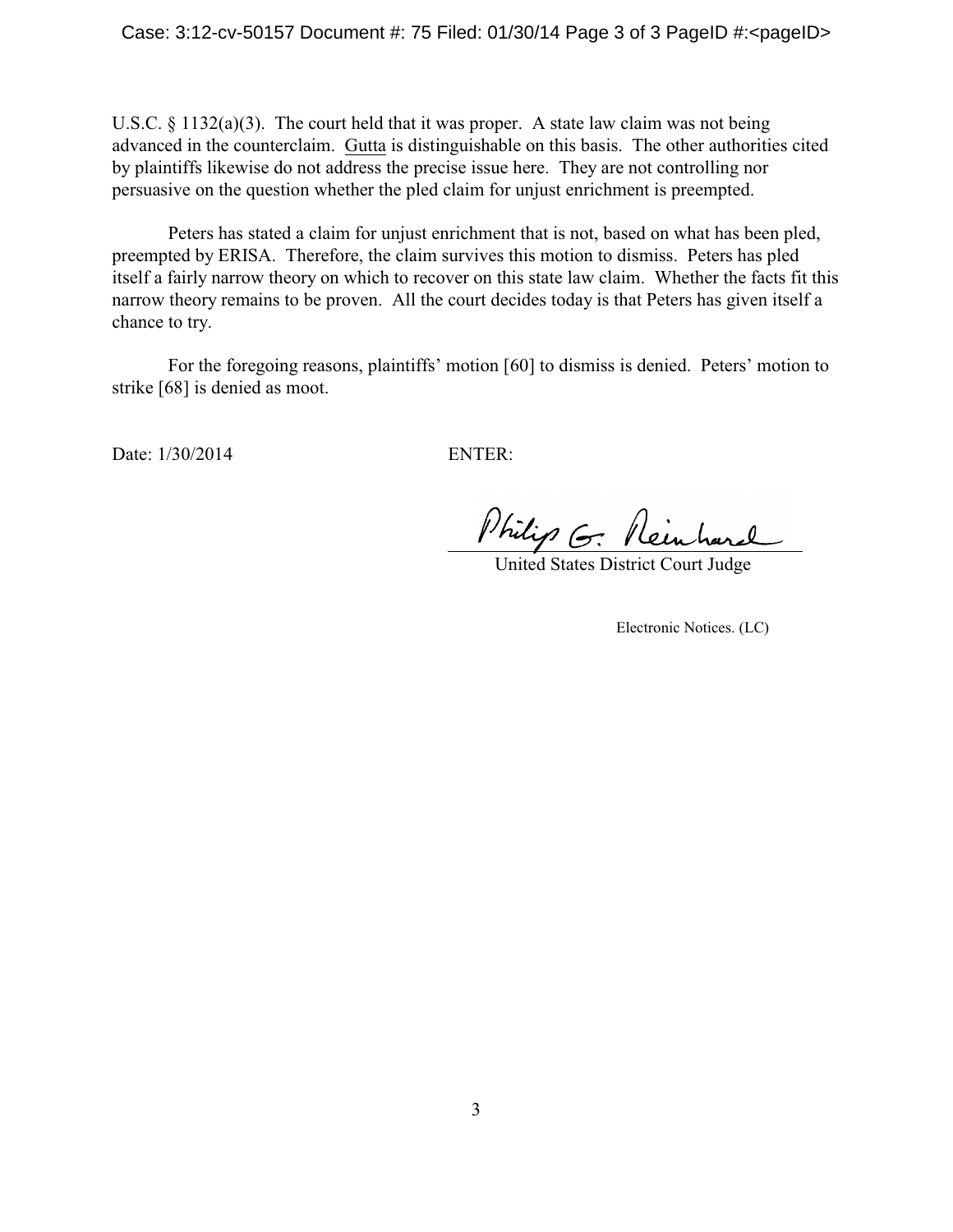U.S.C. § 1132(a)(3). The court held that it was proper. A state law claim was not being advanced in the counterclaim. Gutta is distinguishable on this basis. The other authorities cited by plaintiffs likewise do not address the precise issue here. They are not controlling nor persuasive on the question whether the pled claim for unjust enrichment is preempted.

Peters has stated a claim for unjust enrichment that is not, based on what has been pled, preempted by ERISA. Therefore, the claim survives this motion to dismiss. Peters has pled itself a fairly narrow theory on which to recover on this state law claim. Whether the facts fit this narrow theory remains to be proven. All the court decides today is that Peters has given itself a chance to try.

For the foregoing reasons, plaintiffs' motion [60] to dismiss is denied. Peters' motion to strike [68] is denied as moot.

Date: 1/30/2014

ENTER:

Philip G. Reinhard

United States District Court Judge

Electronic Notices. (LC)